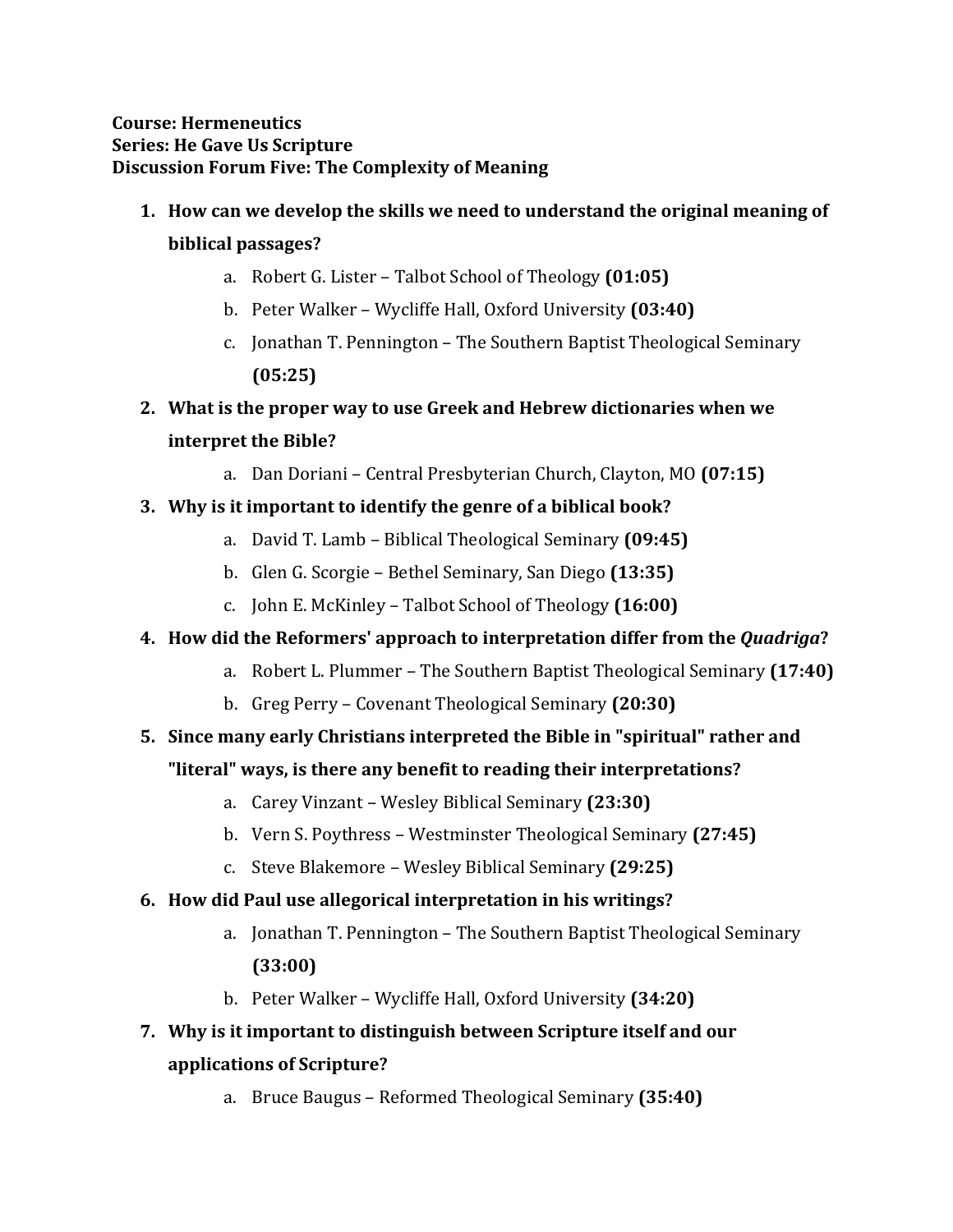**Course: Hermeneutics**
**Series: He Gave Us Scripture**
**Discussion Forum Five: The Complexity of Meaning**

1. **How can we develop the skills we need to understand the original meaning of biblical passages?**
    a. Robert G. Lister – Talbot School of Theology **(01:05)**
    b. Peter Walker – Wycliffe Hall, Oxford University **(03:40)**
    c. Jonathan T. Pennington – The Southern Baptist Theological Seminary **(05:25)**
2. **What is the proper way to use Greek and Hebrew dictionaries when we interpret the Bible?**
    a. Dan Doriani – Central Presbyterian Church, Clayton, MO **(07:15)**
3. **Why is it important to identify the genre of a biblical book?**
    a. David T. Lamb – Biblical Theological Seminary **(09:45)**
    b. Glen G. Scorgie – Bethel Seminary, San Diego **(13:35)**
    c. John E. McKinley – Talbot School of Theology **(16:00)**
4. **How did the Reformers' approach to interpretation differ from the *Quadriga*?**
    a. Robert L. Plummer – The Southern Baptist Theological Seminary **(17:40)**
    b. Greg Perry – Covenant Theological Seminary **(20:30)**
5. **Since many early Christians interpreted the Bible in "spiritual" rather and "literal" ways, is there any benefit to reading their interpretations?**
    a. Carey Vinzant – Wesley Biblical Seminary **(23:30)**
    b. Vern S. Poythress – Westminster Theological Seminary **(27:45)**
    c. Steve Blakemore – Wesley Biblical Seminary **(29:25)**
6. **How did Paul use allegorical interpretation in his writings?**
    a. Jonathan T. Pennington – The Southern Baptist Theological Seminary **(33:00)**
    b. Peter Walker – Wycliffe Hall, Oxford University **(34:20)**
7. **Why is it important to distinguish between Scripture itself and our applications of Scripture?**
    a. Bruce Baugus – Reformed Theological Seminary **(35:40)**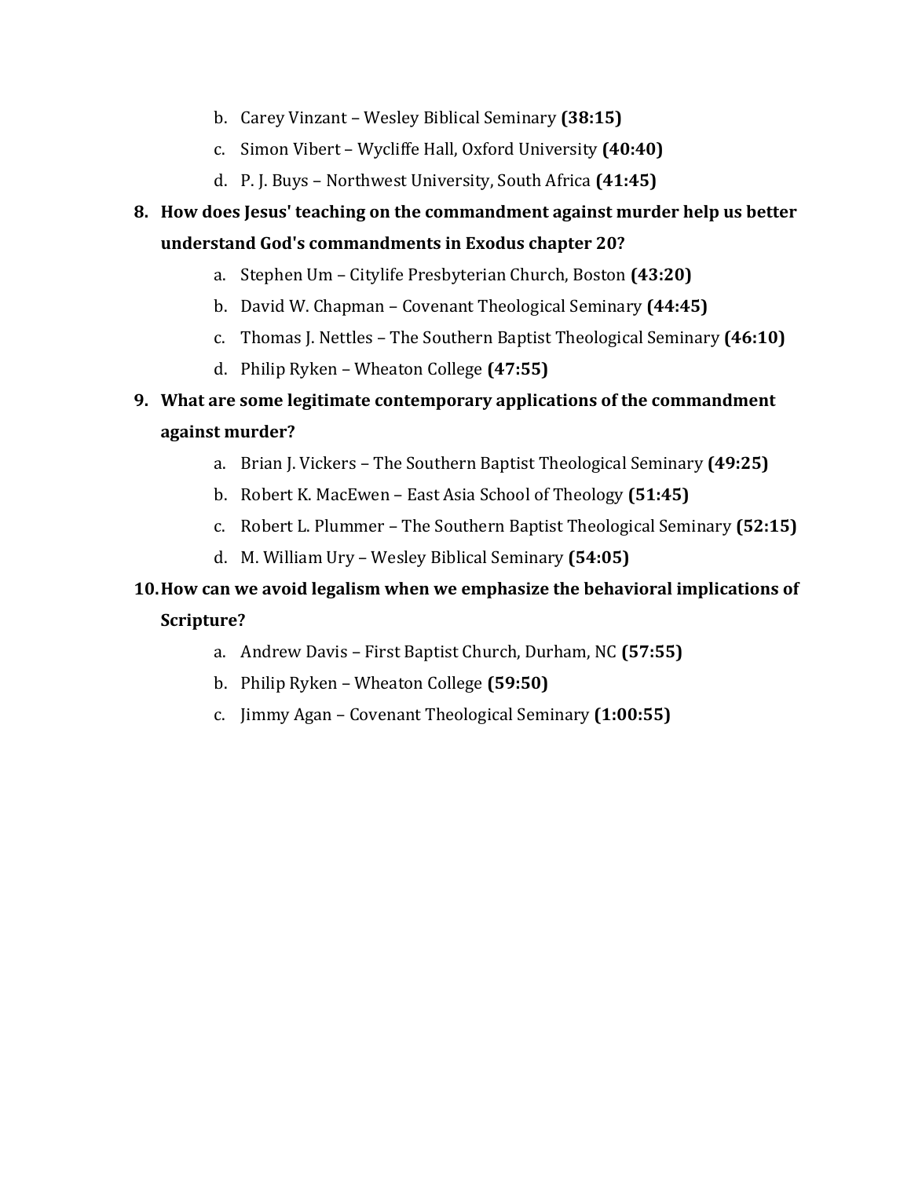b. Carey Vinzant – Wesley Biblical Seminary **(38:15)**
   c. Simon Vibert – Wycliffe Hall, Oxford University **(40:40)**
   d. P. J. Buys – Northwest University, South Africa **(41:45)**

8. **How does Jesus' teaching on the commandment against murder help us better understand God's commandments in Exodus chapter 20?**
   a. Stephen Um – Citylife Presbyterian Church, Boston **(43:20)**
   b. David W. Chapman – Covenant Theological Seminary **(44:45)**
   c. Thomas J. Nettles – The Southern Baptist Theological Seminary **(46:10)**
   d. Philip Ryken – Wheaton College **(47:55)**

9. **What are some legitimate contemporary applications of the commandment against murder?**
   a. Brian J. Vickers – The Southern Baptist Theological Seminary **(49:25)**
   b. Robert K. MacEwen – East Asia School of Theology **(51:45)**
   c. Robert L. Plummer – The Southern Baptist Theological Seminary **(52:15)**
   d. M. William Ury – Wesley Biblical Seminary **(54:05)**

10. **How can we avoid legalism when we emphasize the behavioral implications of Scripture?**
    a. Andrew Davis – First Baptist Church, Durham, NC **(57:55)**
    b. Philip Ryken – Wheaton College **(59:50)**
    c. Jimmy Agan – Covenant Theological Seminary **(1:00:55)**